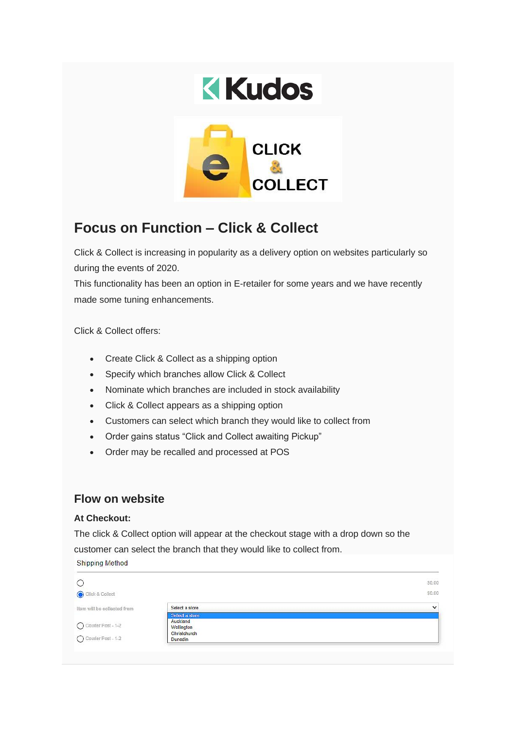# Focus on Function – Click & Collect

Click & Collect is increasing in popularity as a delivery option on websites particularly so during the events of 2020.
This functionality has been an option in E-retailer for some years and we have recently made some tuning enhancements.

Click & Collect offers:

- Create Click & Collect as a shipping option
- Specify which branches allow Click & Collect
- Nominate which branches are included in stock availability
- Click & Collect appears as a shipping option
- Customers can select which branch they would like to collect from
- Order gains status "Click and Collect awaiting Pickup"
- Order may be recalled and processed at POS

## Flow on website

### At Checkout:

The click & Collect option will appear at the checkout stage with a drop down so the customer can select the branch that they would like to collect from.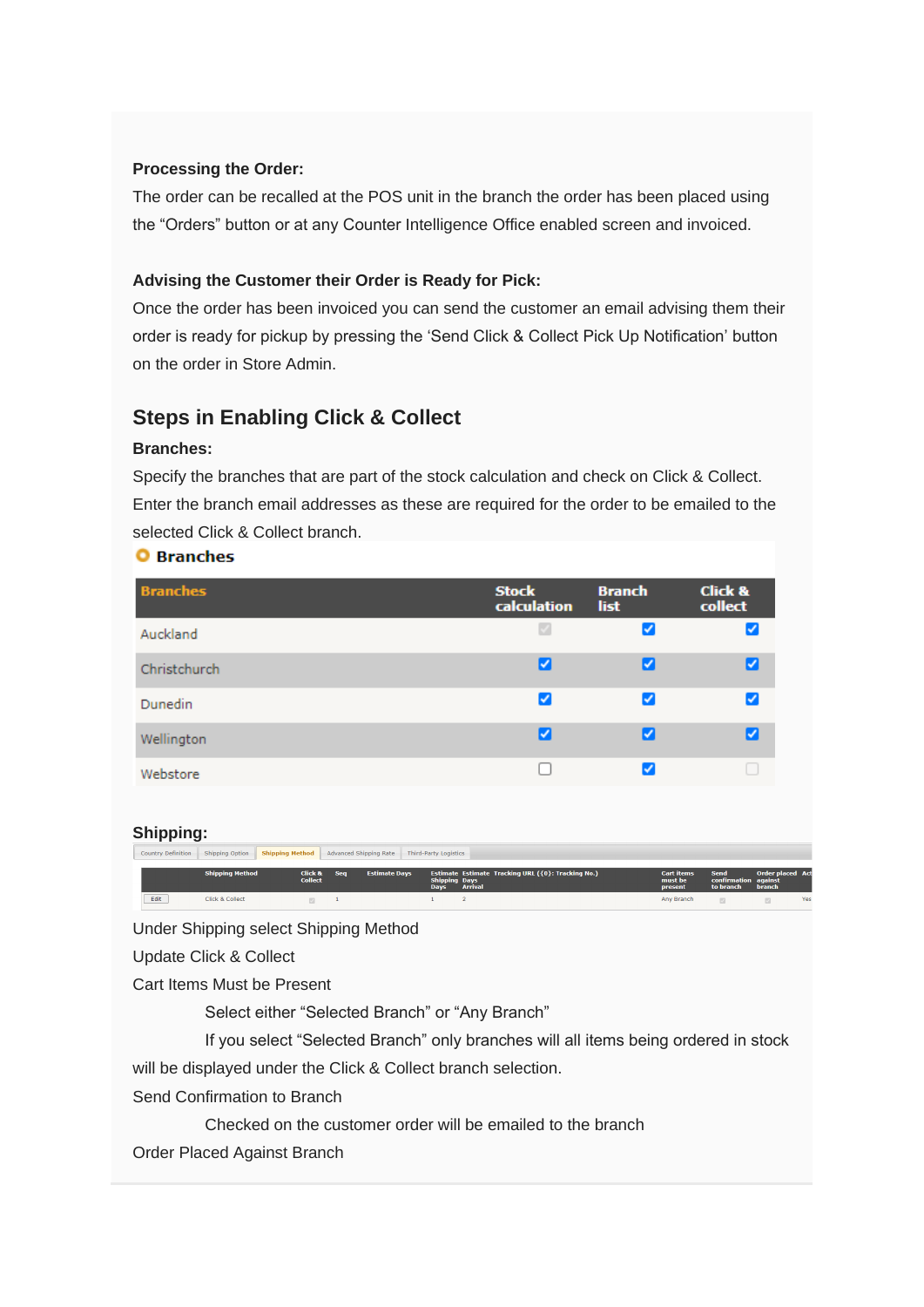**Processing the Order:**

The order can be recalled at the POS unit in the branch the order has been placed using the “Orders” button or at any Counter Intelligence Office enabled screen and invoiced.

**Advising the Customer their Order is Ready for Pick:**

Once the order has been invoiced you can send the customer an email advising them their order is ready for pickup by pressing the ‘Send Click & Collect Pick Up Notification’ button on the order in Store Admin.

## Steps in Enabling Click & Collect

**Branches:**

Specify the branches that are part of the stock calculation and check on Click & Collect. Enter the branch email addresses as these are required for the order to be emailed to the selected Click & Collect branch.

**Branches**

| Branches | Stock calculation | Branch list | Click & collect |
|---|---|---|---|
| Auckland | ☑ | ☑ | ☑ |
| Christchurch | ☑ | ☑ | ☑ |
| Dunedin | ☑ | ☑ | ☑ |
| Wellington | ☑ | ☑ | ☑ |
| Webstore | ☐ | ☑ | ☐ |

**Shipping:**

Country Definition | Shipping Option | Shipping Method | Advanced Shipping Rate | Third-Party Logistics

| | Shipping Method | Click & Collect | Seq | Estimate Days | Estimate Shipping Days | Estimate Days Arrival | Tracking URL ({0}: Tracking No.) | Cart items must be present | Send confirmation to branch | Order placed against branch | Ac |
|---|---|---|---|---|---|---|---|---|---|---|---|
| Edit | Click & Collect | ☑ | 1 | | 1 | 2 | | Any Branch | ☑ | ☑ | Yes |

Under Shipping select Shipping Method

Update Click & Collect

Cart Items Must be Present

Select either “Selected Branch” or “Any Branch”

If you select “Selected Branch” only branches will all items being ordered in stock will be displayed under the Click & Collect branch selection.

Send Confirmation to Branch

Checked on the customer order will be emailed to the branch

Order Placed Against Branch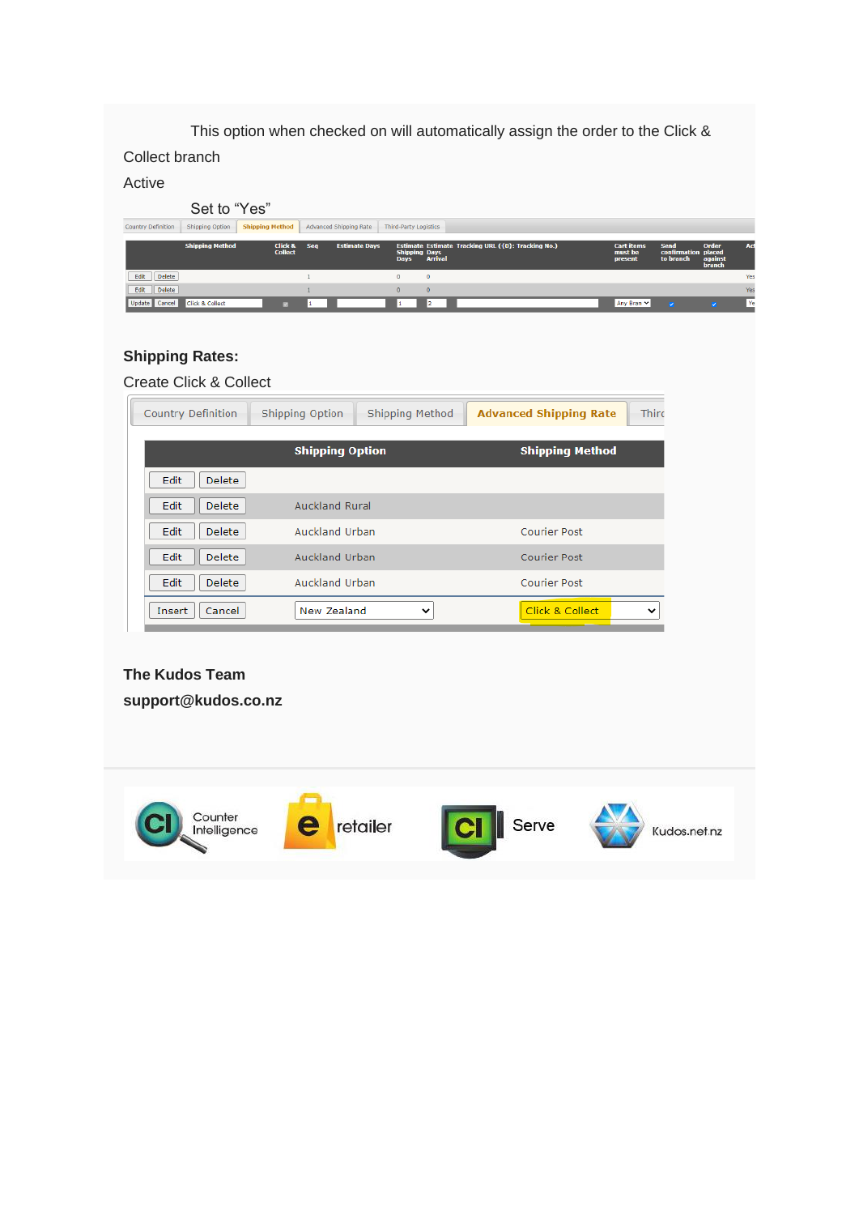This option when checked on will automatically assign the order to the Click & Collect branch

Active

Set to "Yes"

Country Definition | Shipping Option | Shipping Method | Advanced Shipping Rate | Third-Party Logistics

| | Shipping Method | Click & Collect | Seq | Estimate Days | Estimate Shipping Days | Estimate Days Arrival | Tracking URL ({0}: Tracking No.) | Cart items must be present | Send confirmation to branch | Order placed against branch | Ac |
|---|---|---|---|---|---|---|---|---|---|---|---|
| Edit Delete | | | 1 | | 0 | 0 | | | | | Yes |
| Edit Delete | | | 1 | | 0 | 0 | | | | | Yes |
| Update Cancel | Click & Collect | | 1 | | 1 | 2 | | Any Bran | ✓ | ✓ | Ye |

**Shipping Rates:**

Create Click & Collect

Country Definition | Shipping Option | Shipping Method | Advanced Shipping Rate | Third

| | Shipping Option | Shipping Method |
|---|---|---|
| Edit Delete | | |
| Edit Delete | Auckland Rural | |
| Edit Delete | Auckland Urban | Courier Post |
| Edit Delete | Auckland Urban | Courier Post |
| Edit Delete | Auckland Urban | Courier Post |
| Insert Cancel | New Zealand | Click & Collect |

**The Kudos Team**
**support@kudos.co.nz**

Counter Intelligence | retailer | Serve | Kudos.net.nz